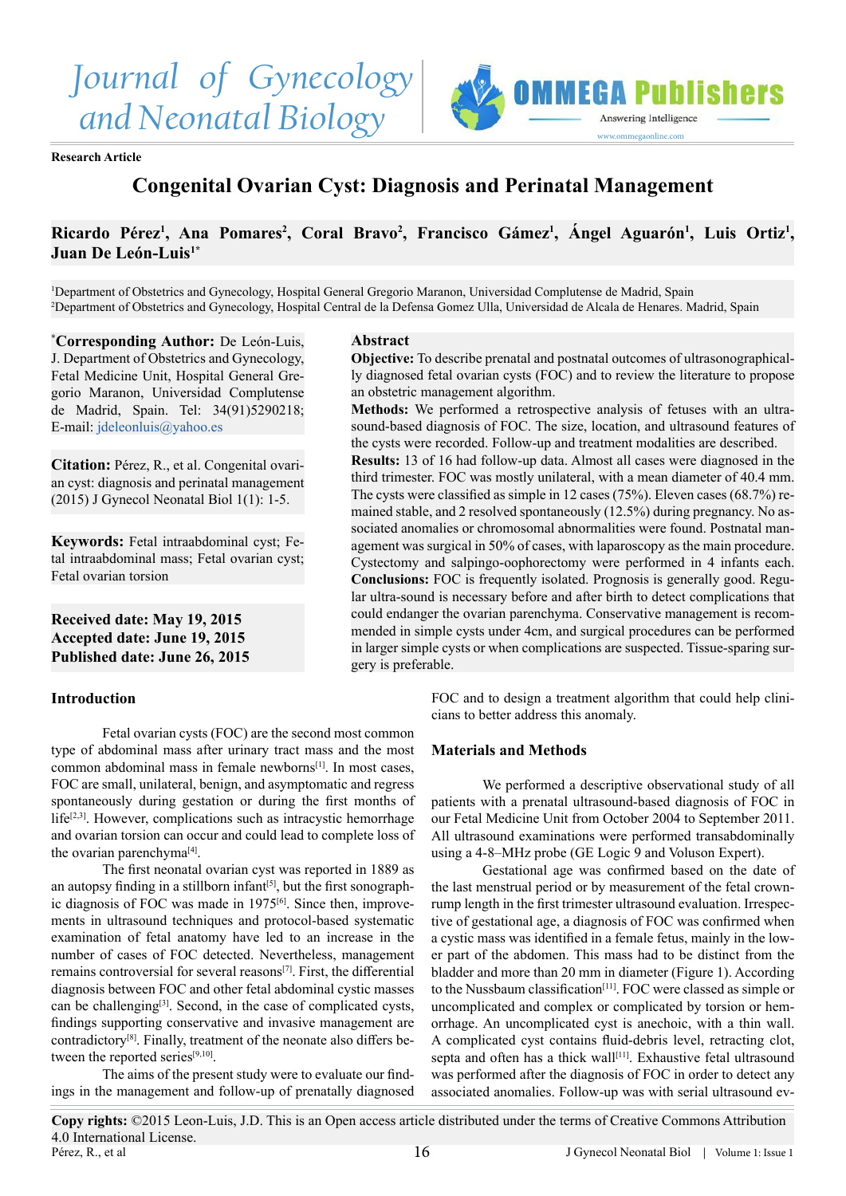Research Article

# Congenital Ovarian Cyst: Diagnosis and Perinatal Management

**Ricardo Pérez[1], Ana Pomares[2], Coral Bravo[2], Francisco Gámez[1], Ángel Aguarón[1], Luis Ortiz[1], Juan De León-Luis[1*]**

[1]Department of Obstetrics and Gynecology, Hospital General Gregorio Maranon, Universidad Complutense de Madrid, Spain
[2]Department of Obstetrics and Gynecology, Hospital Central de la Defensa Gomez Ulla, Universidad de Alcala de Henares. Madrid, Spain

**[*]Corresponding Author:** De León-Luis, J. Department of Obstetrics and Gynecology, Fetal Medicine Unit, Hospital General Gregorio Maranon, Universidad Complutense de Madrid, Spain. Tel: 34(91)5290218; E-mail: jdeleonluis@yahoo.es

**Citation:** Pérez, R., et al. Congenital ovarian cyst: diagnosis and perinatal management (2015) J Gynecol Neonatal Biol 1(1): 1-5.

**Keywords:** Fetal intraabdominal cyst; Fetal intraabdominal mass; Fetal ovarian cyst; Fetal ovarian torsion

**Received date: May 19, 2015**
**Accepted date: June 19, 2015**
**Published date: June 26, 2015**

## Abstract

**Objective:** To describe prenatal and postnatal outcomes of ultrasonographically diagnosed fetal ovarian cysts (FOC) and to review the literature to propose an obstetric management algorithm.

**Methods:** We performed a retrospective analysis of fetuses with an ultrasound-based diagnosis of FOC. The size, location, and ultrasound features of the cysts were recorded. Follow-up and treatment modalities are described.

**Results:** 13 of 16 had follow-up data. Almost all cases were diagnosed in the third trimester. FOC was mostly unilateral, with a mean diameter of 40.4 mm. The cysts were classified as simple in 12 cases (75%). Eleven cases (68.7%) remained stable, and 2 resolved spontaneously (12.5%) during pregnancy. No associated anomalies or chromosomal abnormalities were found. Postnatal management was surgical in 50% of cases, with laparoscopy as the main procedure. Cystectomy and salpingo-oophorectomy were performed in 4 infants each.

**Conclusions:** FOC is frequently isolated. Prognosis is generally good. Regular ultra-sound is necessary before and after birth to detect complications that could endanger the ovarian parenchyma. Conservative management is recommended in simple cysts under 4cm, and surgical procedures can be performed in larger simple cysts or when complications are suspected. Tissue-sparing surgery is preferable.

## Introduction

Fetal ovarian cysts (FOC) are the second most common type of abdominal mass after urinary tract mass and the most common abdominal mass in female newborns[1]. In most cases, FOC are small, unilateral, benign, and asymptomatic and regress spontaneously during gestation or during the first months of life[2,3]. However, complications such as intracystic hemorrhage and ovarian torsion can occur and could lead to complete loss of the ovarian parenchyma[4].

The first neonatal ovarian cyst was reported in 1889 as an autopsy finding in a stillborn infant[5], but the first sonographic diagnosis of FOC was made in 1975[6]. Since then, improvements in ultrasound techniques and protocol-based systematic examination of fetal anatomy have led to an increase in the number of cases of FOC detected. Nevertheless, management remains controversial for several reasons[7]. First, the differential diagnosis between FOC and other fetal abdominal cystic masses can be challenging[3]. Second, in the case of complicated cysts, findings supporting conservative and invasive management are contradictory[8]. Finally, treatment of the neonate also differs between the reported series[9,10].

The aims of the present study were to evaluate our findings in the management and follow-up of prenatally diagnosed FOC and to design a treatment algorithm that could help clinicians to better address this anomaly.

## Materials and Methods

We performed a descriptive observational study of all patients with a prenatal ultrasound-based diagnosis of FOC in our Fetal Medicine Unit from October 2004 to September 2011. All ultrasound examinations were performed transabdominally using a 4-8–MHz probe (GE Logic 9 and Voluson Expert).

Gestational age was confirmed based on the date of the last menstrual period or by measurement of the fetal crown-rump length in the first trimester ultrasound evaluation. Irrespective of gestational age, a diagnosis of FOC was confirmed when a cystic mass was identified in a female fetus, mainly in the lower part of the abdomen. This mass had to be distinct from the bladder and more than 20 mm in diameter (Figure 1). According to the Nussbaum classification[11]. FOC were classed as simple or uncomplicated and complex or complicated by torsion or hemorrhage. An uncomplicated cyst is anechoic, with a thin wall. A complicated cyst contains fluid-debris level, retracting clot, septa and often has a thick wall[11]. Exhaustive fetal ultrasound was performed after the diagnosis of FOC in order to detect any associated anomalies. Follow-up was with serial ultrasound ev-

**Copy rights:** ©2015 Leon-Luis, J.D. This is an Open access article distributed under the terms of Creative Commons Attribution 4.0 International License.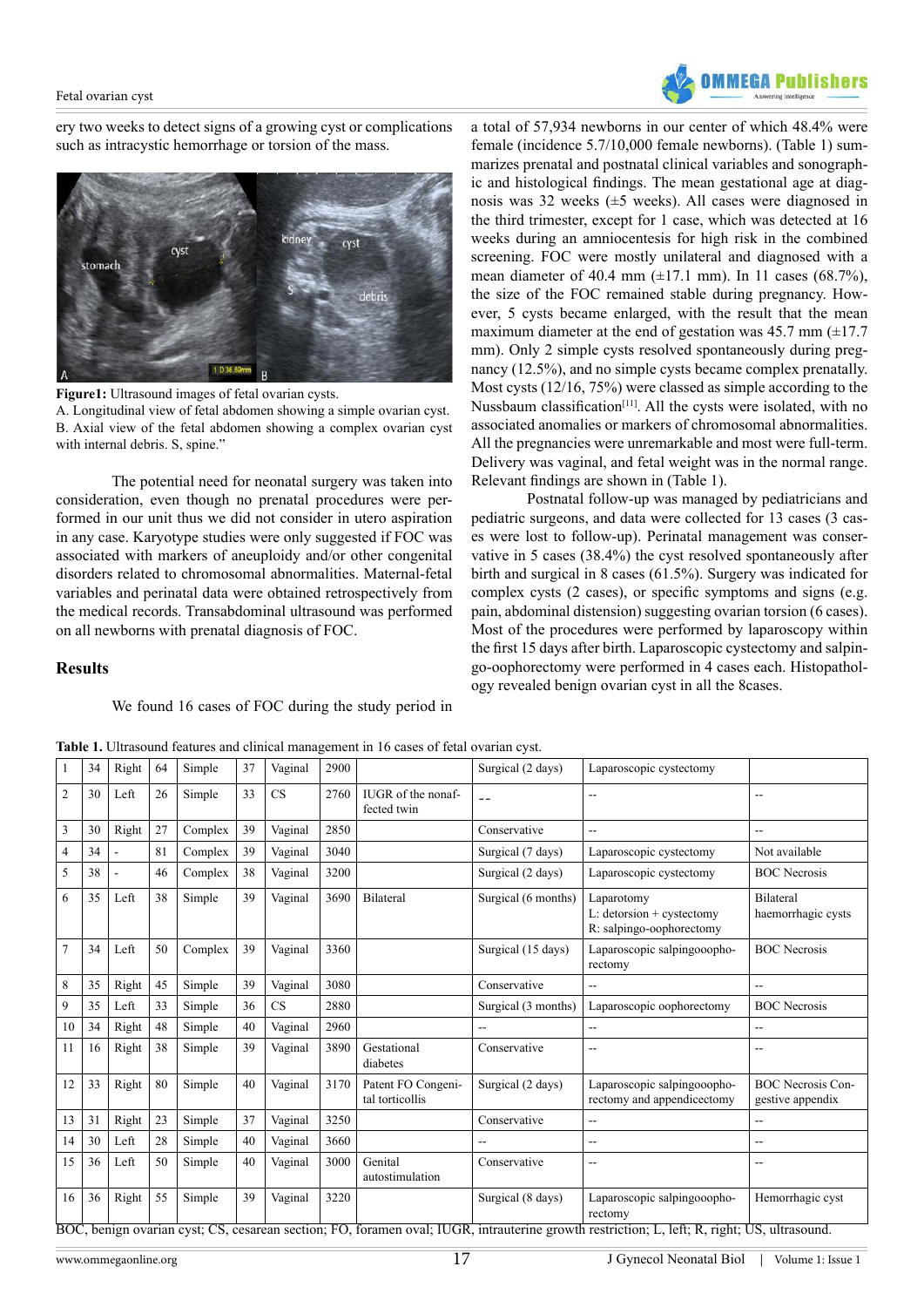ery two weeks to detect signs of a growing cyst or complications such as intracystic hemorrhage or torsion of the mass.

**Figure1:** Ultrasound images of fetal ovarian cysts.
A. Longitudinal view of fetal abdomen showing a simple ovarian cyst. B. Axial view of the fetal abdomen showing a complex ovarian cyst with internal debris. S, spine."

The potential need for neonatal surgery was taken into consideration, even though no prenatal procedures were performed in our unit thus we did not consider in utero aspiration in any case. Karyotype studies were only suggested if FOC was associated with markers of aneuploidy and/or other congenital disorders related to chromosomal abnormalities. Maternal-fetal variables and perinatal data were obtained retrospectively from the medical records. Transabdominal ultrasound was performed on all newborns with prenatal diagnosis of FOC.

## Results

We found 16 cases of FOC during the study period in a total of 57,934 newborns in our center of which 48.4% were female (incidence 5.7/10,000 female newborns). (Table 1) summarizes prenatal and postnatal clinical variables and sonographic and histological findings. The mean gestational age at diagnosis was 32 weeks (±5 weeks). All cases were diagnosed in the third trimester, except for 1 case, which was detected at 16 weeks during an amniocentesis for high risk in the combined screening. FOC were mostly unilateral and diagnosed with a mean diameter of 40.4 mm (±17.1 mm). In 11 cases (68.7%), the size of the FOC remained stable during pregnancy. However, 5 cysts became enlarged, with the result that the mean maximum diameter at the end of gestation was 45.7 mm (±17.7 mm). Only 2 simple cysts resolved spontaneously during pregnancy (12.5%), and no simple cysts became complex prenatally. Most cysts (12/16, 75%) were classed as simple according to the Nussbaum classification[11]. All the cysts were isolated, with no associated anomalies or markers of chromosomal abnormalities. All the pregnancies were unremarkable and most were full-term. Delivery was vaginal, and fetal weight was in the normal range. Relevant findings are shown in (Table 1).

Postnatal follow-up was managed by pediatricians and pediatric surgeons, and data were collected for 13 cases (3 cases were lost to follow-up). Perinatal management was conservative in 5 cases (38.4%) the cyst resolved spontaneously after birth and surgical in 8 cases (61.5%). Surgery was indicated for complex cysts (2 cases), or specific symptoms and signs (e.g. pain, abdominal distension) suggesting ovarian torsion (6 cases). Most of the procedures were performed by laparoscopy within the first 15 days after birth. Laparoscopic cystectomy and salpingo-oophorectomy were performed in 4 cases each. Histopathology revealed benign ovarian cyst in all the 8cases.

**Table 1.** Ultrasound features and clinical management in 16 cases of fetal ovarian cyst.

| | | | | | | | | | | | |
|---|---|---|---|---|---|---|---|---|---|---|---|
| 1 | 34 | Right | 64 | Simple | 37 | Vaginal | 2900 | | Surgical (2 days) | Laparoscopic cystectomy | |
| 2 | 30 | Left | 26 | Simple | 33 | CS | 2760 | IUGR of the nonaffected twin | -- | -- | -- |
| 3 | 30 | Right | 27 | Complex | 39 | Vaginal | 2850 | | Conservative | -- | -- |
| 4 | 34 | - | 81 | Complex | 39 | Vaginal | 3040 | | Surgical (7 days) | Laparoscopic cystectomy | Not available |
| 5 | 38 | - | 46 | Complex | 38 | Vaginal | 3200 | | Surgical (2 days) | Laparoscopic cystectomy | BOC Necrosis |
| 6 | 35 | Left | 38 | Simple | 39 | Vaginal | 3690 | Bilateral | Surgical (6 months) | Laparotomy L: detorsion + cystectomy R: salpingo-oophorectomy | Bilateral haemorrhagic cysts |
| 7 | 34 | Left | 50 | Complex | 39 | Vaginal | 3360 | | Surgical (15 days) | Laparoscopic salpingooophorectomy | BOC Necrosis |
| 8 | 35 | Right | 45 | Simple | 39 | Vaginal | 3080 | | Conservative | -- | -- |
| 9 | 35 | Left | 33 | Simple | 36 | CS | 2880 | | Surgical (3 months) | Laparoscopic oophorectomy | BOC Necrosis |
| 10 | 34 | Right | 48 | Simple | 40 | Vaginal | 2960 | | -- | -- | -- |
| 11 | 16 | Right | 38 | Simple | 39 | Vaginal | 3890 | Gestational diabetes | Conservative | -- | -- |
| 12 | 33 | Right | 80 | Simple | 40 | Vaginal | 3170 | Patent FO Congenital torticollis | Surgical (2 days) | Laparoscopic salpingooophorectomy and appendicectomy | BOC Necrosis Congestive appendix |
| 13 | 31 | Right | 23 | Simple | 37 | Vaginal | 3250 | | Conservative | -- | -- |
| 14 | 30 | Left | 28 | Simple | 40 | Vaginal | 3660 | | -- | -- | -- |
| 15 | 36 | Left | 50 | Simple | 40 | Vaginal | 3000 | Genital autostimulation | Conservative | -- | -- |
| 16 | 36 | Right | 55 | Simple | 39 | Vaginal | 3220 | | Surgical (8 days) | Laparoscopic salpingooophorectomy | Hemorrhagic cyst |

BOC, benign ovarian cyst; CS, cesarean section; FO, foramen oval; IUGR, intrauterine growth restriction; L, left; R, right; US, ultrasound.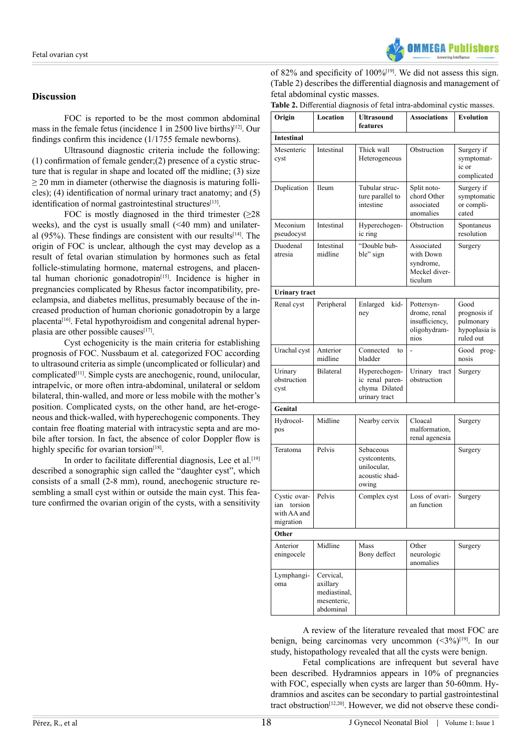## Discussion

FOC is reported to be the most common abdominal mass in the female fetus (incidence 1 in 2500 live births)[12]. Our findings confirm this incidence (1/1755 female newborns).

Ultrasound diagnostic criteria include the following: (1) confirmation of female gender;(2) presence of a cystic structure that is regular in shape and located off the midline; (3) size ≥ 20 mm in diameter (otherwise the diagnosis is maturing follicles); (4) identification of normal urinary tract anatomy; and (5) identification of normal gastrointestinal structures[13].

FOC is mostly diagnosed in the third trimester (≥28 weeks), and the cyst is usually small (<40 mm) and unilateral (95%). These findings are consistent with our results[14]. The origin of FOC is unclear, although the cyst may develop as a result of fetal ovarian stimulation by hormones such as fetal follicle-stimulating hormone, maternal estrogens, and placental human chorionic gonadotropin[15]. Incidence is higher in pregnancies complicated by Rhesus factor incompatibility, preeclampsia, and diabetes mellitus, presumably because of the increased production of human chorionic gonadotropin by a large placenta[16]. Fetal hypothyroidism and congenital adrenal hyperplasia are other possible causes[17].

Cyst echogenicity is the main criteria for establishing prognosis of FOC. Nussbaum et al. categorized FOC according to ultrasound criteria as simple (uncomplicated or follicular) and complicated[11]. Simple cysts are anechogenic, round, unilocular, intrapelvic, or more often intra-abdominal, unilateral or seldom bilateral, thin-walled, and more or less mobile with the mother's position. Complicated cysts, on the other hand, are heterogeneous and thick-walled, with hyperechogenic components. They contain free floating material with intracystic septa and are mobile after torsion. In fact, the absence of color Doppler flow is highly specific for ovarian torsion[18].

In order to facilitate differential diagnosis, Lee et al.[19] described a sonographic sign called the "daughter cyst", which consists of a small (2-8 mm), round, anechogenic structure resembling a small cyst within or outside the main cyst. This feature confirmed the ovarian origin of the cysts, with a sensitivity of 82% and specificity of 100%[19]. We did not assess this sign. (Table 2) describes the differential diagnosis and management of fetal abdominal cystic masses.

**Table 2.** Differential diagnosis of fetal intra-abdominal cystic masses.

| Origin | Location | Ultrasound features | Associations | Evolution |
|---|---|---|---|---|
| **Intestinal** | | | | |
| Mesenteric cyst | Intestinal | Thick wall Heterogeneous | Obstruction | Surgery if symptomatic or complicated |
| Duplication | Ileum | Tubular structure parallel to intestine | Split notochord Other associated anomalies | Surgery if symptomatic or complicated |
| Meconium pseudocyst | Intestinal | Hyperechogenic ring | Obstruction | Spontaneus resolution |
| Duodenal atresia | Intestinal midline | "Double bubble" sign | Associated with Down syndrome, Meckel diverticulum | Surgery |
| **Urinary tract** | | | | |
| Renal cyst | Peripheral | Enlarged kidney | Pottersyndrome, renal insufficiency, oligohydramnios | Good prognosis if pulmonary hypoplasia is ruled out |
| Urachal cyst | Anterior midline | Connected to bladder | - | Good prognosis |
| Urinary obstruction cyst | Bilateral | Hyperechogenic renal parenchyma Dilated urinary tract | Urinary tract obstruction | Surgery |
| **Genital** | | | | |
| Hydrocolpos | Midline | Nearby cervix | Cloacal malformation, renal agenesia | Surgery |
| Teratoma | Pelvis | Sebaceous cystcontents, unilocular, acoustic shadowing | | Surgery |
| Cystic ovarian torsion with AA and migration | Pelvis | Complex cyst | Loss of ovarian function | Surgery |
| **Other** | | | | |
| Anterior eningocele | Midline | Mass Bony deffect | Other neurologic anomalies | Surgery |
| Lymphangioma | Cervical, axillary mediastinal, mesenteric, abdominal | | | |

A review of the literature revealed that most FOC are benign, being carcinomas very uncommon (<3%)[19]. In our study, histopathology revealed that all the cysts were benign.

Fetal complications are infrequent but several have been described. Hydramnios appears in 10% of pregnancies with FOC, especially when cysts are larger than 50-60mm. Hydramnios and ascites can be secondary to partial gastrointestinal tract obstruction[12,20]. However, we did not observe these condi-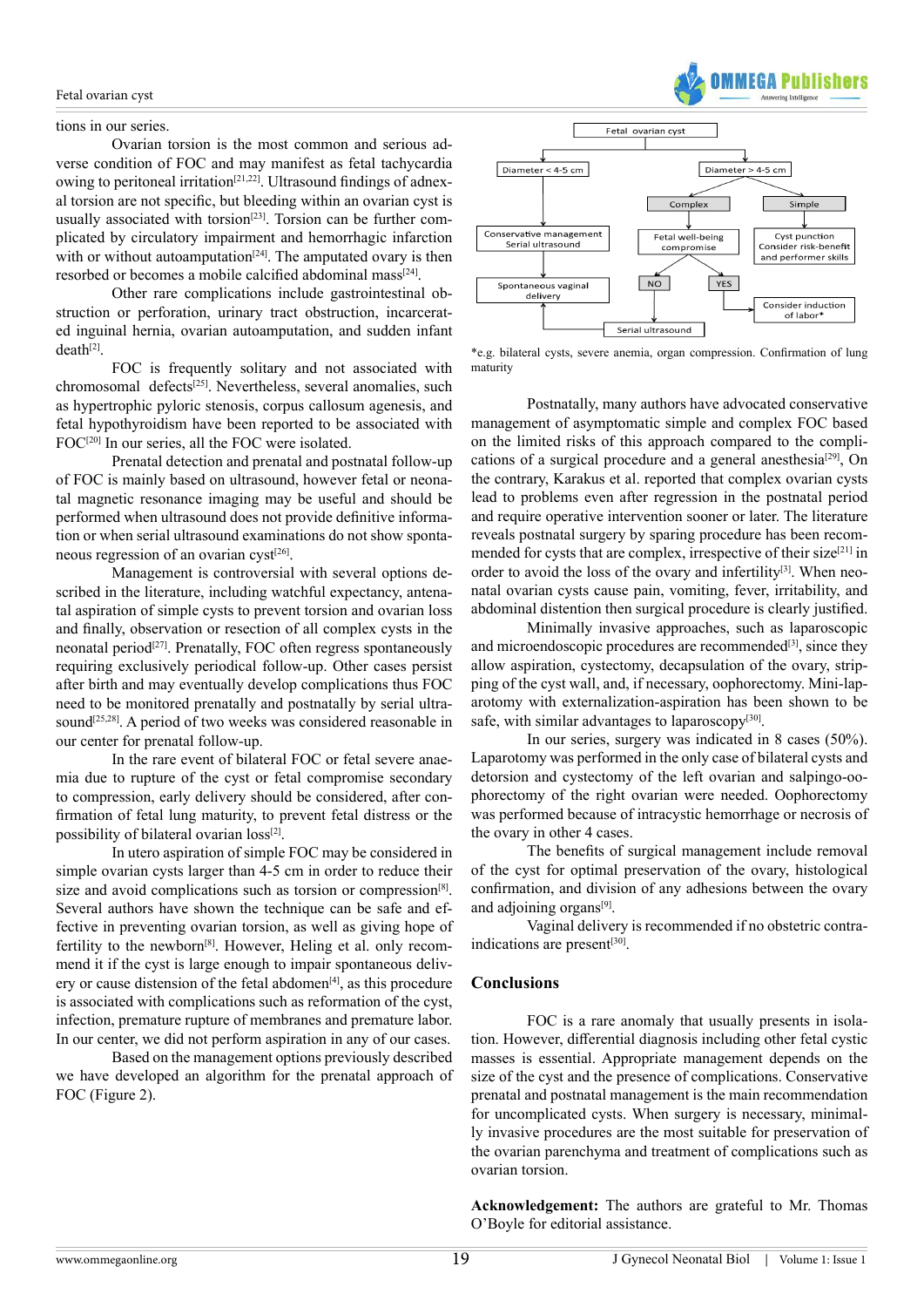tions in our series.

Ovarian torsion is the most common and serious adverse condition of FOC and may manifest as fetal tachycardia owing to peritoneal irritation[21,22]. Ultrasound findings of adnexal torsion are not specific, but bleeding within an ovarian cyst is usually associated with torsion[23]. Torsion can be further complicated by circulatory impairment and hemorrhagic infarction with or without autoamputation[24]. The amputated ovary is then resorbed or becomes a mobile calcified abdominal mass[24].

Other rare complications include gastrointestinal obstruction or perforation, urinary tract obstruction, incarcerated inguinal hernia, ovarian autoamputation, and sudden infant death[2].

FOC is frequently solitary and not associated with chromosomal defects[25]. Nevertheless, several anomalies, such as hypertrophic pyloric stenosis, corpus callosum agenesis, and fetal hypothyroidism have been reported to be associated with FOC[20] In our series, all the FOC were isolated.

Prenatal detection and prenatal and postnatal follow-up of FOC is mainly based on ultrasound, however fetal or neonatal magnetic resonance imaging may be useful and should be performed when ultrasound does not provide definitive information or when serial ultrasound examinations do not show spontaneous regression of an ovarian cyst[26].

Management is controversial with several options described in the literature, including watchful expectancy, antenatal aspiration of simple cysts to prevent torsion and volume loss and finally, observation or resection of all complex cysts in the neonatal period[27]. Prenatally, FOC often regress spontaneously requiring exclusively periodical follow-up. Other cases persist after birth and may eventually develop complications thus FOC need to be monitored prenatally and postnatally by serial ultrasound[25,28]. A period of two weeks was considered reasonable in our center for prenatal follow-up.

In the rare event of bilateral FOC or fetal severe anaemia due to rupture of the cyst or fetal compromise secondary to compression, early delivery should be considered, after confirmation of fetal lung maturity, to prevent fetal distress or the possibility of bilateral ovarian loss[2].

In utero aspiration of simple FOC may be considered in simple ovarian cysts larger than 4-5 cm in order to reduce their size and avoid complications such as torsion or compression[8]. Several authors have shown the technique can be safe and effective in preventing ovarian torsion, as well as giving hope of fertility to the newborn[8]. However, Heling et al. only recommend it if the cyst is large enough to impair spontaneous delivery or cause distension of the fetal abdomen[4], as this procedure is associated with complications such as reformation of the cyst, infection, premature rupture of membranes and premature labor. In our center, we did not perform aspiration in any of our cases.

Based on the management options previously described we have developed an algorithm for the prenatal approach of FOC (Figure 2).

Fetal ovarian cyst
Diameter < 4-5 cm
Diameter > 4-5 cm
Complex
Simple
Conservative management
Serial ultrasound
Fetal well-being compromise
Cyst punction
Consider risk-benefit and performer skills
Spontaneous vaginal delivery
NO
YES
Consider induction of labor*
Serial ultrasound

*e.g. bilateral cysts, severe anemia, organ compression. Confirmation of lung maturity

Postnatally, many authors have advocated conservative management of asymptomatic simple and complex FOC based on the limited risks of this approach compared to the complications of a surgical procedure and a general anesthesia[29], On the contrary, Karakus et al. reported that complex ovarian cysts lead to problems even after regression in the postnatal period and require operative intervention sooner or later. The literature reveals postnatal surgery by sparing procedure has been recommended for cysts that are complex, irrespective of their size[21] in order to avoid the loss of the ovary and infertility[3]. When neonatal ovarian cysts cause pain, vomiting, fever, irritability, and abdominal distention then surgical procedure is clearly justified.

Minimally invasive approaches, such as laparoscopic and microendoscopic procedures are recommended[3], since they allow aspiration, cystectomy, decapsulation of the ovary, stripping of the cyst wall, and, if necessary, oophorectomy. Mini-laparotomy with externalization-aspiration has been shown to be safe, with similar advantages to laparoscopy[30].

In our series, surgery was indicated in 8 cases (50%). Laparotomy was performed in the only case of bilateral cysts and detorsion and cystectomy of the left ovarian and salpingo-oophorectomy of the right ovarian were needed. Oophorectomy was performed because of intracystic hemorrhage or necrosis of the ovary in other 4 cases.

The benefits of surgical management include removal of the cyst for optimal preservation of the ovary, histological confirmation, and division of any adhesions between the ovary and adjoining organs[9].

Vaginal delivery is recommended if no obstetric contraindications are present[30].

## Conclusions

FOC is a rare anomaly that usually presents in isolation. However, differential diagnosis including other fetal cystic masses is essential. Appropriate management depends on the size of the cyst and the presence of complications. Conservative prenatal and postnatal management is the main recommendation for uncomplicated cysts. When surgery is necessary, minimally invasive procedures are the most suitable for preservation of the ovarian parenchyma and treatment of complications such as ovarian torsion.

**Acknowledgement:** The authors are grateful to Mr. Thomas O'Boyle for editorial assistance.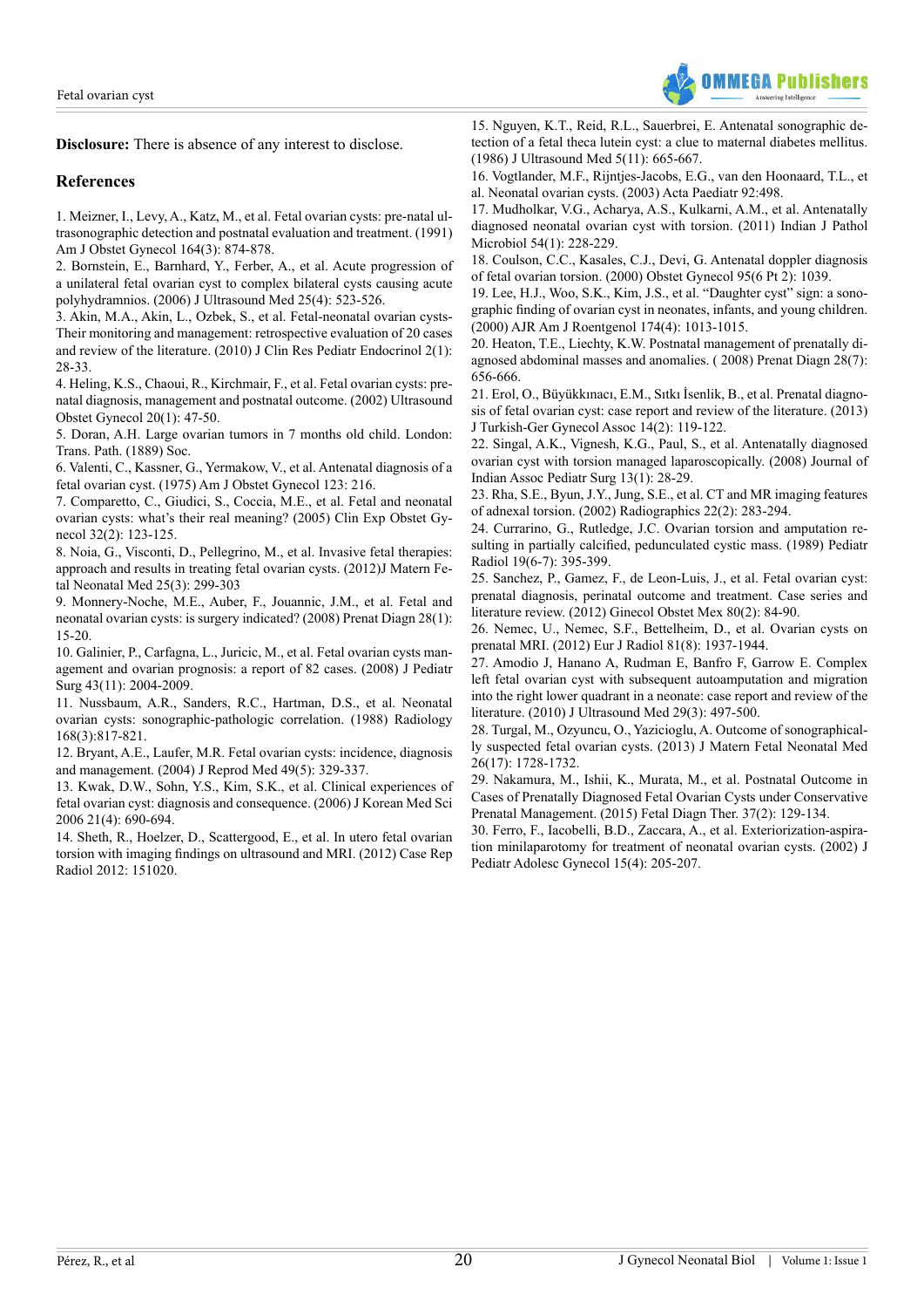**Disclosure:** There is absence of any interest to disclose.

## References

1. Meizner, I., Levy, A., Katz, M., et al. Fetal ovarian cysts: pre-natal ultrasonographic detection and postnatal evaluation and treatment. (1991) Am J Obstet Gynecol 164(3): 874-878.
2. Bornstein, E., Barnhard, Y., Ferber, A., et al. Acute progression of a unilateral fetal ovarian cyst to complex bilateral cysts causing acute polyhydramnios. (2006) J Ultrasound Med 25(4): 523-526.
3. Akin, M.A., Akin, L., Ozbek, S., et al. Fetal-neonatal ovarian cysts- Their monitoring and management: retrospective evaluation of 20 cases and review of the literature. (2010) J Clin Res Pediatr Endocrinol 2(1): 28-33.
4. Heling, K.S., Chaoui, R., Kirchmair, F., et al. Fetal ovarian cysts: prenatal diagnosis, management and postnatal outcome. (2002) Ultrasound Obstet Gynecol 20(1): 47-50.
5. Doran, A.H. Large ovarian tumors in 7 months old child. London: Trans. Path. (1889) Soc.
6. Valenti, C., Kassner, G., Yermakow, V., et al. Antenatal diagnosis of a fetal ovarian cyst. (1975) Am J Obstet Gynecol 123: 216.
7. Comparetto, C., Giudici, S., Coccia, M.E., et al. Fetal and neonatal ovarian cysts: what's their real meaning? (2005) Clin Exp Obstet Gynecol 32(2): 123-125.
8. Noia, G., Visconti, D., Pellegrino, M., et al. Invasive fetal therapies: approach and results in treating fetal ovarian cysts. (2012)J Matern Fetal Neonatal Med 25(3): 299-303
9. Monnery-Noche, M.E., Auber, F., Jouannic, J.M., et al. Fetal and neonatal ovarian cysts: is surgery indicated? (2008) Prenat Diagn 28(1): 15-20.
10. Galinier, P., Carfagna, L., Juricic, M., et al. Fetal ovarian cysts management and ovarian prognosis: a report of 82 cases. (2008) J Pediatr Surg 43(11): 2004-2009.
11. Nussbaum, A.R., Sanders, R.C., Hartman, D.S., et al. Neonatal ovarian cysts: sonographic-pathologic correlation. (1988) Radiology 168(3):817-821.
12. Bryant, A.E., Laufer, M.R. Fetal ovarian cysts: incidence, diagnosis and management. (2004) J Reprod Med 49(5): 329-337.
13. Kwak, D.W., Sohn, Y.S., Kim, S.K., et al. Clinical experiences of fetal ovarian cyst: diagnosis and consequence. (2006) J Korean Med Sci 2006 21(4): 690-694.
14. Sheth, R., Hoelzer, D., Scattergood, E., et al. In utero fetal ovarian torsion with imaging findings on ultrasound and MRI. (2012) Case Rep Radiol 2012: 151020.
15. Nguyen, K.T., Reid, R.L., Sauerbrei, E. Antenatal sonographic detection of a fetal theca lutein cyst: a clue to maternal diabetes mellitus. (1986) J Ultrasound Med 5(11): 665-667.
16. Vogtlander, M.F., Rijntjes-Jacobs, E.G., van den Hoonaard, T.L., et al. Neonatal ovarian cysts. (2003) Acta Paediatr 92:498.
17. Mudholkar, V.G., Acharya, A.S., Kulkarni, A.M., et al. Antenatally diagnosed neonatal ovarian cyst with torsion. (2011) Indian J Pathol Microbiol 54(1): 228-229.
18. Coulson, C.C., Kasales, C.J., Devi, G. Antenatal doppler diagnosis of fetal ovarian torsion. (2000) Obstet Gynecol 95(6 Pt 2): 1039.
19. Lee, H.J., Woo, S.K., Kim, J.S., et al. "Daughter cyst" sign: a sonographic finding of ovarian cyst in neonates, infants, and young children. (2000) AJR Am J Roentgenol 174(4): 1013-1015.
20. Heaton, T.E., Liechty, K.W. Postnatal management of prenatally diagnosed abdominal masses and anomalies. ( 2008) Prenat Diagn 28(7): 656-666.
21. Erol, O., Büyükkınacı, E.M., Sıtkı İsenlik, B., et al. Prenatal diagnosis of fetal ovarian cyst: case report and review of the literature. (2013) J Turkish-Ger Gynecol Assoc 14(2): 119-122.
22. Singal, A.K., Vignesh, K.G., Paul, S., et al. Antenatally diagnosed ovarian cyst with torsion managed laparoscopically. (2008) Journal of Indian Assoc Pediatr Surg 13(1): 28-29.
23. Rha, S.E., Byun, J.Y., Jung, S.E., et al. CT and MR imaging features of adnexal torsion. (2002) Radiographics 22(2): 283-294.
24. Currarino, G., Rutledge, J.C. Ovarian torsion and amputation resulting in partially calcified, pedunculated cystic mass. (1989) Pediatr Radiol 19(6-7): 395-399.
25. Sanchez, P., Gamez, F., de Leon-Luis, J., et al. Fetal ovarian cyst: prenatal diagnosis, perinatal outcome and treatment. Case series and literature review. (2012) Ginecol Obstet Mex 80(2): 84-90.
26. Nemec, U., Nemec, S.F., Bettelheim, D., et al. Ovarian cysts on prenatal MRI. (2012) Eur J Radiol 81(8): 1937-1944.
27. Amodio J, Hanano A, Rudman E, Banfro F, Garrow E. Complex left fetal ovarian cyst with subsequent autoamputation and migration into the right lower quadrant in a neonate: case report and review of the literature. (2010) J Ultrasound Med 29(3): 497-500.
28. Turgal, M., Ozyuncu, O., Yazicioglu, A. Outcome of sonographically suspected fetal ovarian cysts. (2013) J Matern Fetal Neonatal Med 26(17): 1728-1732.
29. Nakamura, M., Ishii, K., Murata, M., et al. Postnatal Outcome in Cases of Prenatally Diagnosed Fetal Ovarian Cysts under Conservative Prenatal Management. (2015) Fetal Diagn Ther. 37(2): 129-134.
30. Ferro, F., Iacobelli, B.D., Zaccara, A., et al. Exteriorization-aspiration minilaparotomy for treatment of neonatal ovarian cysts. (2002) J Pediatr Adolesc Gynecol 15(4): 205-207.